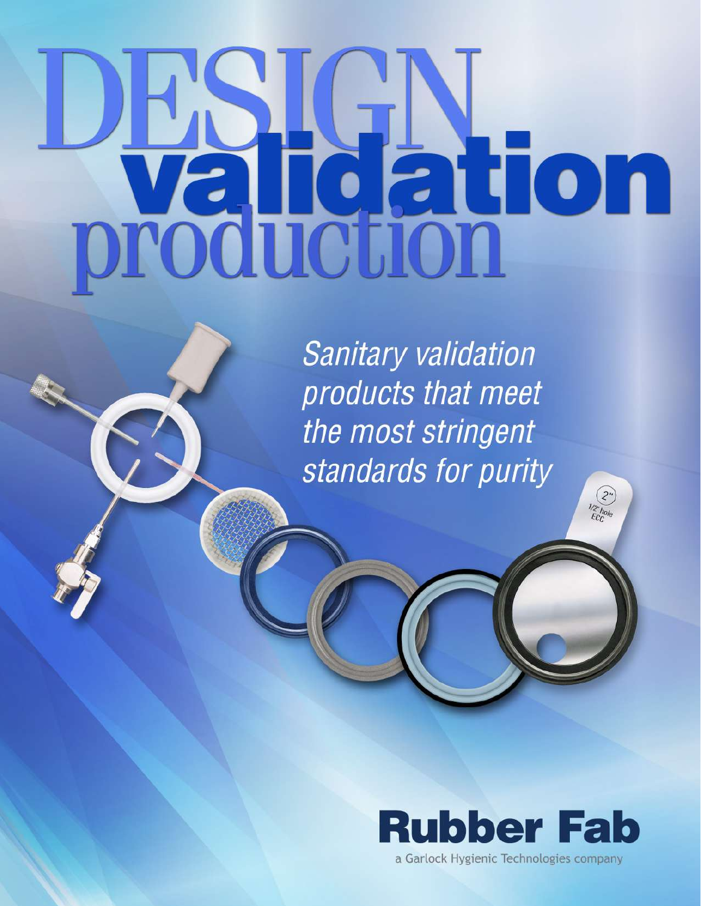# DESIGN validation production

*Sanitary validation products that meet the most stringent standards for purity*

2"
1/2" hole
ECC

**Rubber Fab**

a Garlock Hygienic Technologies company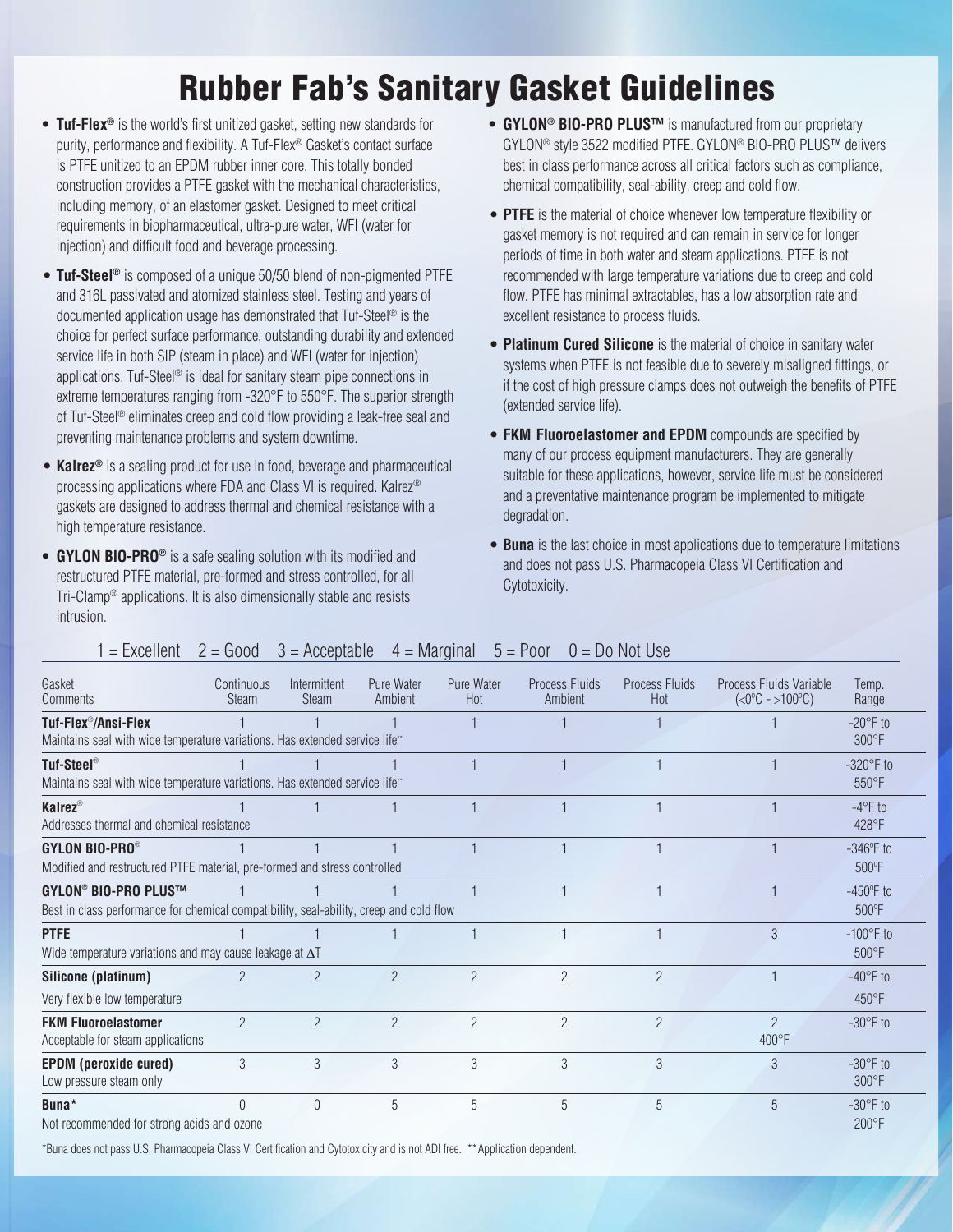# Rubber Fab's Sanitary Gasket Guidelines

- **Tuf-Flex®** is the world's first unitized gasket, setting new standards for purity, performance and flexibility. A Tuf-Flex® Gasket's contact surface is PTFE unitized to an EPDM rubber inner core. This totally bonded construction provides a PTFE gasket with the mechanical characteristics, including memory, of an elastomer gasket. Designed to meet critical requirements in biopharmaceutical, ultra-pure water, WFI (water for injection) and difficult food and beverage processing.
- **Tuf-Steel®** is composed of a unique 50/50 blend of non-pigmented PTFE and 316L passivated and atomized stainless steel. Testing and years of documented application usage has demonstrated that Tuf-Steel® is the choice for perfect surface performance, outstanding durability and extended service life in both SIP (steam in place) and WFI (water for injection) applications. Tuf-Steel® is ideal for sanitary steam pipe connections in extreme temperatures ranging from -320°F to 550°F. The superior strength of Tuf-Steel® eliminates creep and cold flow providing a leak-free seal and preventing maintenance problems and system downtime.
- **Kalrez®** is a sealing product for use in food, beverage and pharmaceutical processing applications where FDA and Class VI is required. Kalrez® gaskets are designed to address thermal and chemical resistance with a high temperature resistance.
- **GYLON BIO-PRO®** is a safe sealing solution with its modified and restructured PTFE material, pre-formed and stress controlled, for all Tri-Clamp® applications. It is also dimensionally stable and resists intrusion.
- **GYLON® BIO-PRO PLUS™** is manufactured from our proprietary GYLON® style 3522 modified PTFE. GYLON® BIO-PRO PLUS™ delivers best in class performance across all critical factors such as compliance, chemical compatibility, seal-ability, creep and cold flow.
- **PTFE** is the material of choice whenever low temperature flexibility or gasket memory is not required and can remain in service for longer periods of time in both water and steam applications. PTFE is not recommended with large temperature variations due to creep and cold flow. PTFE has minimal extractables, has a low absorption rate and excellent resistance to process fluids.
- **Platinum Cured Silicone** is the material of choice in sanitary water systems when PTFE is not feasible due to severely misaligned fittings, or if the cost of high pressure clamps does not outweigh the benefits of PTFE (extended service life).
- **FKM Fluoroelastomer and EPDM** compounds are specified by many of our process equipment manufacturers. They are generally suitable for these applications, however, service life must be considered and a preventative maintenance program be implemented to mitigate degradation.
- **Buna** is the last choice in most applications due to temperature limitations and does not pass U.S. Pharmacopeia Class VI Certification and Cytotoxicity.

1 = Excellent 2 = Good 3 = Acceptable 4 = Marginal 5 = Poor 0 = Do Not Use

| Gasket / Comments | Continuous Steam | Intermittent Steam | Pure Water Ambient | Pure Water Hot | Process Fluids Ambient | Process Fluids Hot | Process Fluids Variable ($<0°C$ - $>100°C$) | Temp. Range |
|---|---|---|---|---|---|---|---|---|
| **Tuf-Flex®/Ansi-Flex** <br> Maintains seal with wide temperature variations. Has extended service life** | 1 | 1 | 1 | 1 | 1 | 1 | 1 | -20°F to 300°F |
| **Tuf-Steel®** <br> Maintains seal with wide temperature variations. Has extended service life** | 1 | 1 | 1 | 1 | 1 | 1 | 1 | -320°F to 550°F |
| **Kalrez®** <br> Addresses thermal and chemical resistance | 1 | 1 | 1 | 1 | 1 | 1 | 1 | -4°F to 428°F |
| **GYLON BIO-PRO®** <br> Modified and restructured PTFE material, pre-formed and stress controlled | 1 | 1 | 1 | 1 | 1 | 1 | 1 | -346°F to 500°F |
| **GYLON® BIO-PRO PLUS™** <br> Best in class performance for chemical compatibility, seal-ability, creep and cold flow | 1 | 1 | 1 | 1 | 1 | 1 | 1 | -450°F to 500°F |
| **PTFE** <br> Wide temperature variations and may cause leakage at $\Delta T$ | 1 | 1 | 1 | 1 | 1 | 1 | 3 | -100°F to 500°F |
| **Silicone (platinum)** <br> Very flexible low temperature | 2 | 2 | 2 | 2 | 2 | 2 | 1 | -40°F to 450°F |
| **FKM Fluoroelastomer** <br> Acceptable for steam applications | 2 | 2 | 2 | 2 | 2 | 2 | 2 | -30°F to 400°F |
| **EPDM (peroxide cured)** <br> Low pressure steam only | 3 | 3 | 3 | 3 | 3 | 3 | 3 | -30°F to 300°F |
| **Buna*** <br> Not recommended for strong acids and ozone | 0 | 0 | 5 | 5 | 5 | 5 | 5 | -30°F to 200°F |

*Buna does not pass U.S. Pharmacopeia Class VI Certification and Cytotoxicity and is not ADI free. **Application dependent.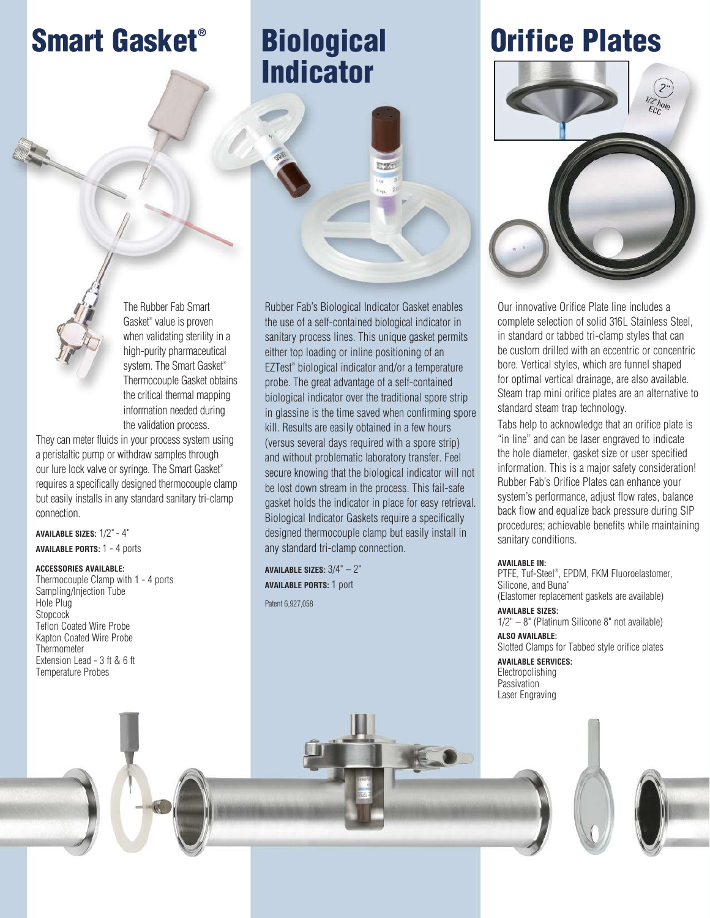# Smart Gasket®

The Rubber Fab Smart Gasket® value is proven when validating sterility in a high-purity pharmaceutical system. The Smart Gasket® Thermocouple Gasket obtains the critical thermal mapping information needed during the validation process. They can meter fluids in your process system using a peristaltic pump or withdraw samples through our lure lock valve or syringe. The Smart Gasket® requires a specifically designed thermocouple clamp but easily installs in any standard sanitary tri-clamp connection.

**AVAILABLE SIZES:** 1/2" - 4"

**AVAILABLE PORTS:** 1 - 4 ports

**ACCESSORIES AVAILABLE:**

Thermocouple Clamp with 1 - 4 ports
Sampling/Injection Tube
Hole Plug
Stopcock
Teflon Coated Wire Probe
Kapton Coated Wire Probe
Thermometer
Extension Lead - 3 ft & 6 ft
Temperature Probes

# Biological Indicator

Rubber Fab's Biological Indicator Gasket enables the use of a self-contained biological indicator in sanitary process lines. This unique gasket permits either top loading or inline positioning of an EZTest® biological indicator and/or a temperature probe. The great advantage of a self-contained biological indicator over the traditional spore strip in glassine is the time saved when confirming spore kill. Results are easily obtained in a few hours (versus several days required with a spore strip) and without problematic laboratory transfer. Feel secure knowing that the biological indicator will not be lost down stream in the process. This fail-safe gasket holds the indicator in place for easy retrieval. Biological Indicator Gaskets require a specifically designed thermocouple clamp but easily install in any standard tri-clamp connection.

**AVAILABLE SIZES:** 3/4" – 2"

**AVAILABLE PORTS:** 1 port

Patent 6,927,058

# Orifice Plates

Our innovative Orifice Plate line includes a complete selection of solid 316L Stainless Steel, in standard or tabbed tri-clamp styles that can be custom drilled with an eccentric or concentric bore. Vertical styles, which are funnel shaped for optimal vertical drainage, are also available. Steam trap mini orifice plates are an alternative to standard steam trap technology.

Tabs help to acknowledge that an orifice plate is "in line" and can be laser engraved to indicate the hole diameter, gasket size or user specified information. This is a major safety consideration! Rubber Fab's Orifice Plates can enhance your system's performance, adjust flow rates, balance back flow and equalize back pressure during SIP procedures; achievable benefits while maintaining sanitary conditions.

**AVAILABLE IN:**

PTFE, Tuf-Steel®, EPDM, FKM Fluoroelastomer, Silicone, and Buna*
(Elastomer replacement gaskets are available)

**AVAILABLE SIZES:**

1/2" – 8" (Platinum Silicone 8" not available)

**ALSO AVAILABLE:**

Slotted Clamps for Tabbed style orifice plates

**AVAILABLE SERVICES:**

Electropolishing
Passivation
Laser Engraving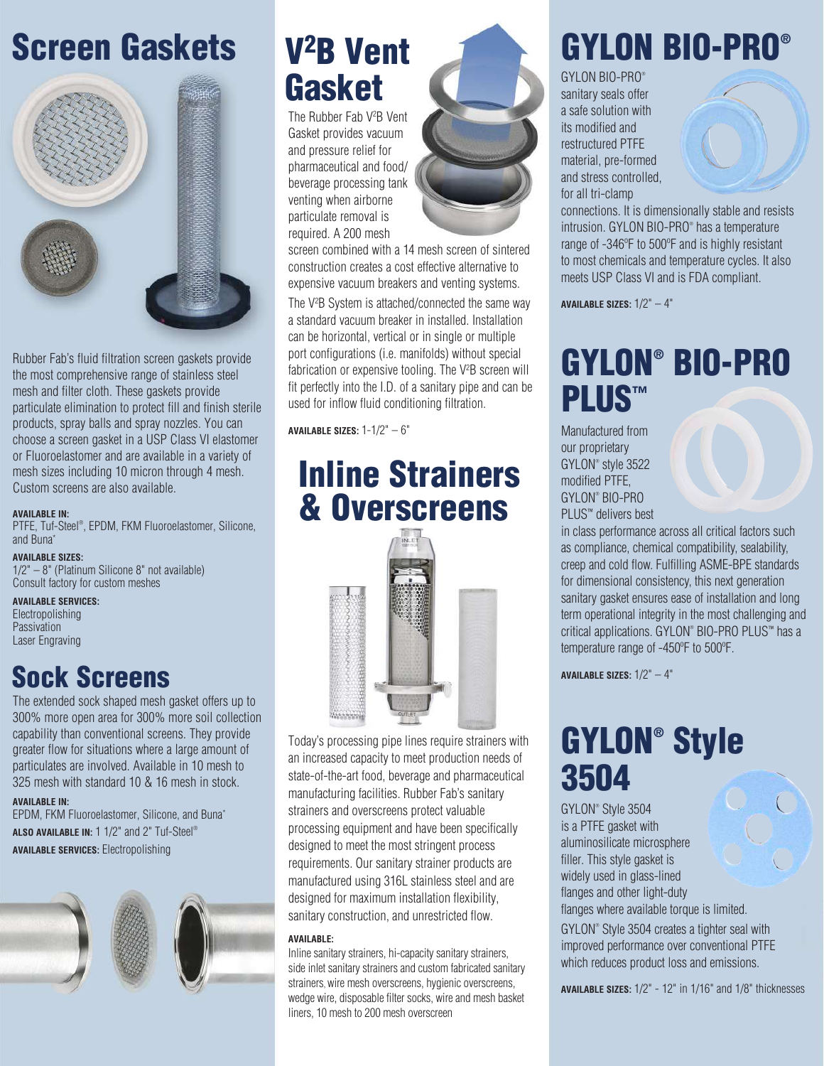# Screen Gaskets

Rubber Fab's fluid filtration screen gaskets provide the most comprehensive range of stainless steel mesh and filter cloth. These gaskets provide particulate elimination to protect fill and finish sterile products, spray balls and spray nozzles. You can choose a screen gasket in a USP Class VI elastomer or Fluoroelastomer and are available in a variety of mesh sizes including 10 micron through 4 mesh. Custom screens are also available.

**AVAILABLE IN:**
PTFE, Tuf-Steel®, EPDM, FKM Fluoroelastomer, Silicone, and Buna*

**AVAILABLE SIZES:**
1/2" – 8" (Platinum Silicone 8" not available)
Consult factory for custom meshes

**AVAILABLE SERVICES:**
Electropolishing
Passivation
Laser Engraving

# Sock Screens

The extended sock shaped mesh gasket offers up to 300% more open area for 300% more soil collection capability than conventional screens. They provide greater flow for situations where a large amount of particulates are involved. Available in 10 mesh to 325 mesh with standard 10 & 16 mesh in stock.

**AVAILABLE IN:**
EPDM, FKM Fluoroelastomer, Silicone, and Buna*

**ALSO AVAILABLE IN:** 1 1/2" and 2" Tuf-Steel®

**AVAILABLE SERVICES:** Electropolishing

# V²B Vent Gasket

The Rubber Fab V²B Vent Gasket provides vacuum and pressure relief for pharmaceutical and food/beverage processing tank venting when airborne particulate removal is required. A 200 mesh screen combined with a 14 mesh screen of sintered construction creates a cost effective alternative to expensive vacuum breakers and venting systems.

The V²B System is attached/connected the same way a standard vacuum breaker in installed. Installation can be horizontal, vertical or in single or multiple port configurations (i.e. manifolds) without special fabrication or expensive tooling. The V²B screen will fit perfectly into the I.D. of a sanitary pipe and can be used for inflow fluid conditioning filtration.

**AVAILABLE SIZES:** 1-1/2" – 6"

# Inline Strainers & Overscreens

Today's processing pipe lines require strainers with an increased capacity to meet production needs of state-of-the-art food, beverage and pharmaceutical manufacturing facilities. Rubber Fab's sanitary strainers and overscreens protect valuable processing equipment and have been specifically designed to meet the most stringent process requirements. Our sanitary strainer products are manufactured using 316L stainless steel and are designed for maximum installation flexibility, sanitary construction, and unrestricted flow.

**AVAILABLE:**
Inline sanitary strainers, hi-capacity sanitary strainers, side inlet sanitary strainers and custom fabricated sanitary strainers, wire mesh overscreens, hygienic overscreens, wedge wire, disposable filter socks, wire and mesh basket liners, 10 mesh to 200 mesh overscreen

# GYLON BIO-PRO®

GYLON BIO-PRO® sanitary seals offer a safe solution with its modified and restructured PTFE material, pre-formed and stress controlled, for all tri-clamp connections. It is dimensionally stable and resists intrusion. GYLON BIO-PRO® has a temperature range of -346ºF to 500ºF and is highly resistant to most chemicals and temperature cycles. It also meets USP Class VI and is FDA compliant.

**AVAILABLE SIZES:** 1/2" – 4"

# GYLON® BIO-PRO PLUS™

Manufactured from our proprietary GYLON® style 3522 modified PTFE, GYLON® BIO-PRO PLUS™ delivers best in class performance across all critical factors such as compliance, chemical compatibility, sealability, creep and cold flow. Fulfilling ASME-BPE standards for dimensional consistency, this next generation sanitary gasket ensures ease of installation and long term operational integrity in the most challenging and critical applications. GYLON® BIO-PRO PLUS™ has a temperature range of -450ºF to 500ºF.

**AVAILABLE SIZES:** 1/2" – 4"

# GYLON® Style 3504

GYLON® Style 3504 is a PTFE gasket with aluminosilicate microsphere filler. This style gasket is widely used in glass-lined flanges and other light-duty flanges where available torque is limited.

GYLON® Style 3504 creates a tighter seal with improved performance over conventional PTFE which reduces product loss and emissions.

**AVAILABLE SIZES:** 1/2" - 12" in 1/16" and 1/8" thicknesses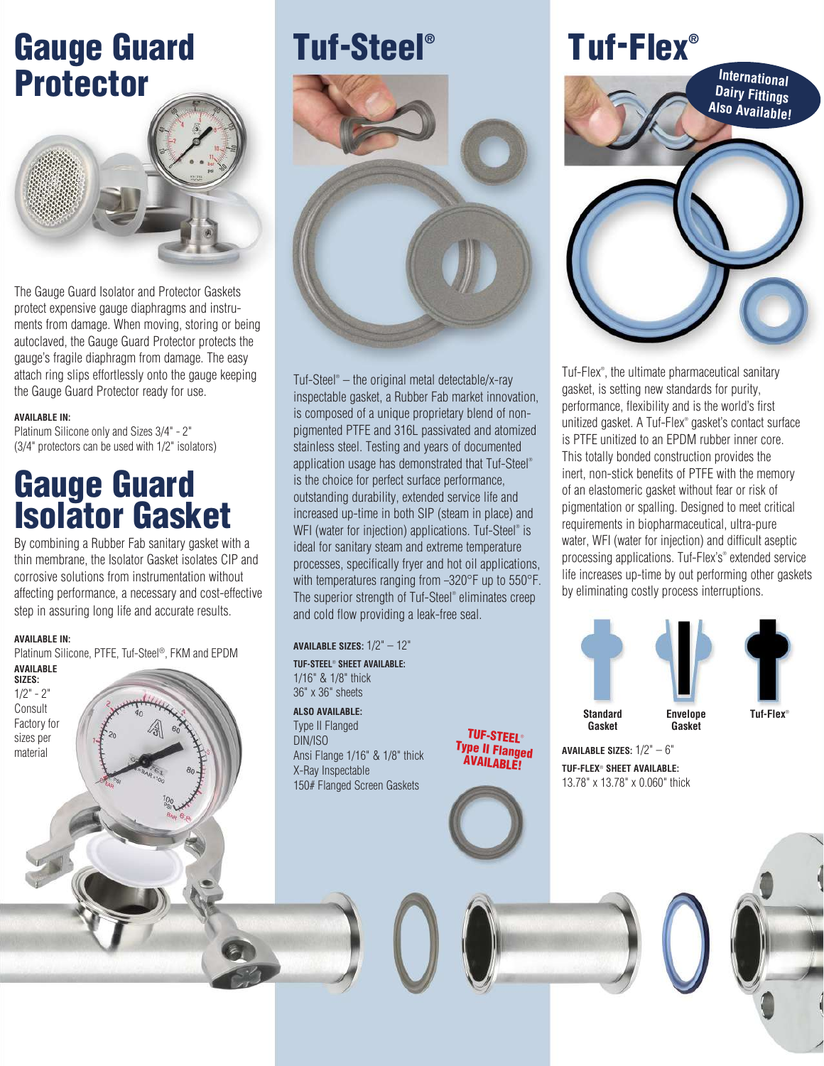# Gauge Guard Protector

The Gauge Guard Isolator and Protector Gaskets protect expensive gauge diaphragms and instruments from damage. When moving, storing or being autoclaved, the Gauge Guard Protector protects the gauge's fragile diaphragm from damage. The easy attach ring slips effortlessly onto the gauge keeping the Gauge Guard Protector ready for use.

**AVAILABLE IN:**
Platinum Silicone only and Sizes 3/4" - 2"
(3/4" protectors can be used with 1/2" isolators)

# Gauge Guard Isolator Gasket

By combining a Rubber Fab sanitary gasket with a thin membrane, the Isolator Gasket isolates CIP and corrosive solutions from instrumentation without affecting performance, a necessary and cost-effective step in assuring long life and accurate results.

**AVAILABLE IN:**
Platinum Silicone, PTFE, Tuf-Steel®, FKM and EPDM

**AVAILABLE SIZES:**
1/2" - 2"
Consult Factory for sizes per material

# Tuf-Steel®

Tuf-Steel® – the original metal detectable/x-ray inspectable gasket, a Rubber Fab market innovation, is composed of a unique proprietary blend of non-pigmented PTFE and 316L passivated and atomized stainless steel. Testing and years of documented application usage has demonstrated that Tuf-Steel® is the choice for perfect surface performance, outstanding durability, extended service life and increased up-time in both SIP (steam in place) and WFI (water for injection) applications. Tuf-Steel® is ideal for sanitary steam and extreme temperature processes, specifically fryer and hot oil applications, with temperatures ranging from -320°F up to 550°F. The superior strength of Tuf-Steel® eliminates creep and cold flow providing a leak-free seal.

**AVAILABLE SIZES:** 1/2" – 12"

**TUF-STEEL® SHEET AVAILABLE:**
1/16" & 1/8" thick
36" x 36" sheets

**ALSO AVAILABLE:**
Type II Flanged
DIN/ISO
Ansi Flange 1/16" & 1/8" thick
X-Ray Inspectable
150# Flanged Screen Gaskets

**TUF-STEEL® Type II Flanged AVAILABLE!**

# Tuf-Flex®

**International Dairy Fittings Also Available!**

Tuf-Flex®, the ultimate pharmaceutical sanitary gasket, is setting new standards for purity, performance, flexibility and is the world's first unitized gasket. A Tuf-Flex® gasket's contact surface is PTFE unitized to an EPDM rubber inner core. This totally bonded construction provides the inert, non-stick benefits of PTFE with the memory of an elastomeric gasket without fear or risk of pigmentation or spalling. Designed to meet critical requirements in biopharmaceutical, ultra-pure water, WFI (water for injection) and difficult aseptic processing applications. Tuf-Flex's® extended service life increases up-time by out performing other gaskets by eliminating costly process interruptions.

Standard Gasket | Envelope Gasket | Tuf-Flex®

**AVAILABLE SIZES:** 1/2" – 6"

**TUF-FLEX® SHEET AVAILABLE:**
13.78" x 13.78" x 0.060" thick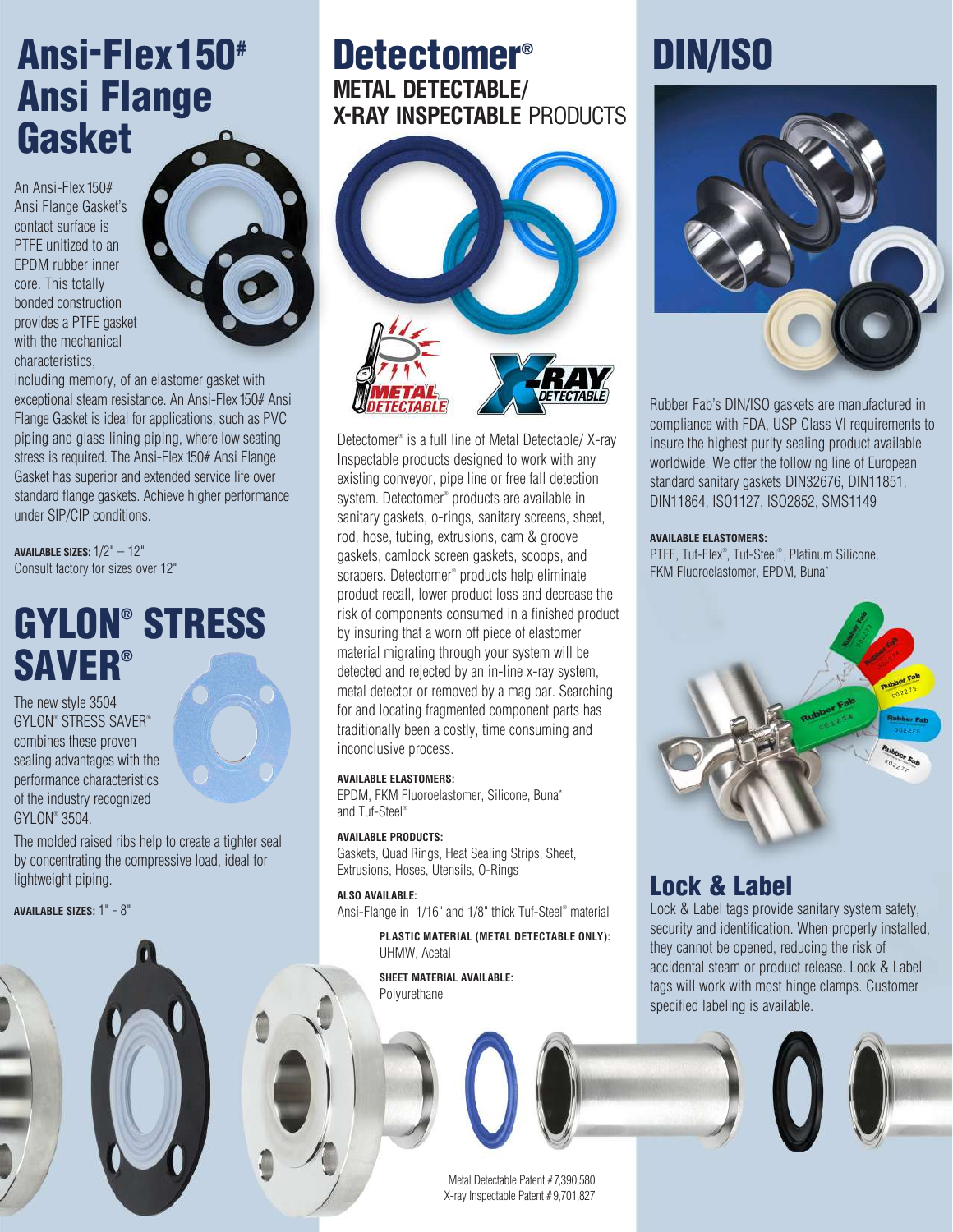# Ansi-Flex150# Ansi Flange Gasket

An Ansi-Flex 150# Ansi Flange Gasket's contact surface is PTFE unitized to an EPDM rubber inner core. This totally bonded construction provides a PTFE gasket with the mechanical characteristics, including memory, of an elastomer gasket with exceptional steam resistance. An Ansi-Flex 150# Ansi Flange Gasket is ideal for applications, such as PVC piping and glass lining piping, where low seating stress is required. The Ansi-Flex 150# Ansi Flange Gasket has superior and extended service life over standard flange gaskets. Achieve higher performance under SIP/CIP conditions.

**AVAILABLE SIZES:** 1/2" – 12"
Consult factory for sizes over 12"

# GYLON® STRESS SAVER®

The new style 3504 GYLON® STRESS SAVER® combines these proven sealing advantages with the performance characteristics of the industry recognized GYLON® 3504.

The molded raised ribs help to create a tighter seal by concentrating the compressive load, ideal for lightweight piping.

**AVAILABLE SIZES:** 1" - 8"

# Detectomer®

## METAL DETECTABLE/ X-RAY INSPECTABLE PRODUCTS

Detectomer® is a full line of Metal Detectable/ X-ray Inspectable products designed to work with any existing conveyor, pipe line or free fall detection system. Detectomer® products are available in sanitary gaskets, o-rings, sanitary screens, sheet, rod, hose, tubing, extrusions, cam & groove gaskets, camlock screen gaskets, scoops, and scrapers. Detectomer® products help eliminate product recall, lower product loss and decrease the risk of components consumed in a finished product by insuring that a worn off piece of elastomer material migrating through your system will be detected and rejected by an in-line x-ray system, metal detector or removed by a mag bar. Searching for and locating fragmented component parts has traditionally been a costly, time consuming and inconclusive process.

**AVAILABLE ELASTOMERS:**
EPDM, FKM Fluoroelastomer, Silicone, Buna* and Tuf-Steel®

**AVAILABLE PRODUCTS:**
Gaskets, Quad Rings, Heat Sealing Strips, Sheet, Extrusions, Hoses, Utensils, O-Rings

**ALSO AVAILABLE:**
Ansi-Flange in 1/16" and 1/8" thick Tuf-Steel® material

**PLASTIC MATERIAL (METAL DETECTABLE ONLY):**
UHMW, Acetal

**SHEET MATERIAL AVAILABLE:**
Polyurethane

Metal Detectable Patent #7,390,580
X-ray Inspectable Patent #9,701,827

# DIN/ISO

Rubber Fab's DIN/ISO gaskets are manufactured in compliance with FDA, USP Class VI requirements to insure the highest purity sealing product available worldwide. We offer the following line of European standard sanitary gaskets DIN32676, DIN11851, DIN11864, ISO1127, ISO2852, SMS1149

**AVAILABLE ELASTOMERS:**
PTFE, Tuf-Flex®, Tuf-Steel®, Platinum Silicone, FKM Fluoroelastomer, EPDM, Buna*

# Lock & Label

Lock & Label tags provide sanitary system safety, security and identification. When properly installed, they cannot be opened, reducing the risk of accidental steam or product release. Lock & Label tags will work with most hinge clamps. Customer specified labeling is available.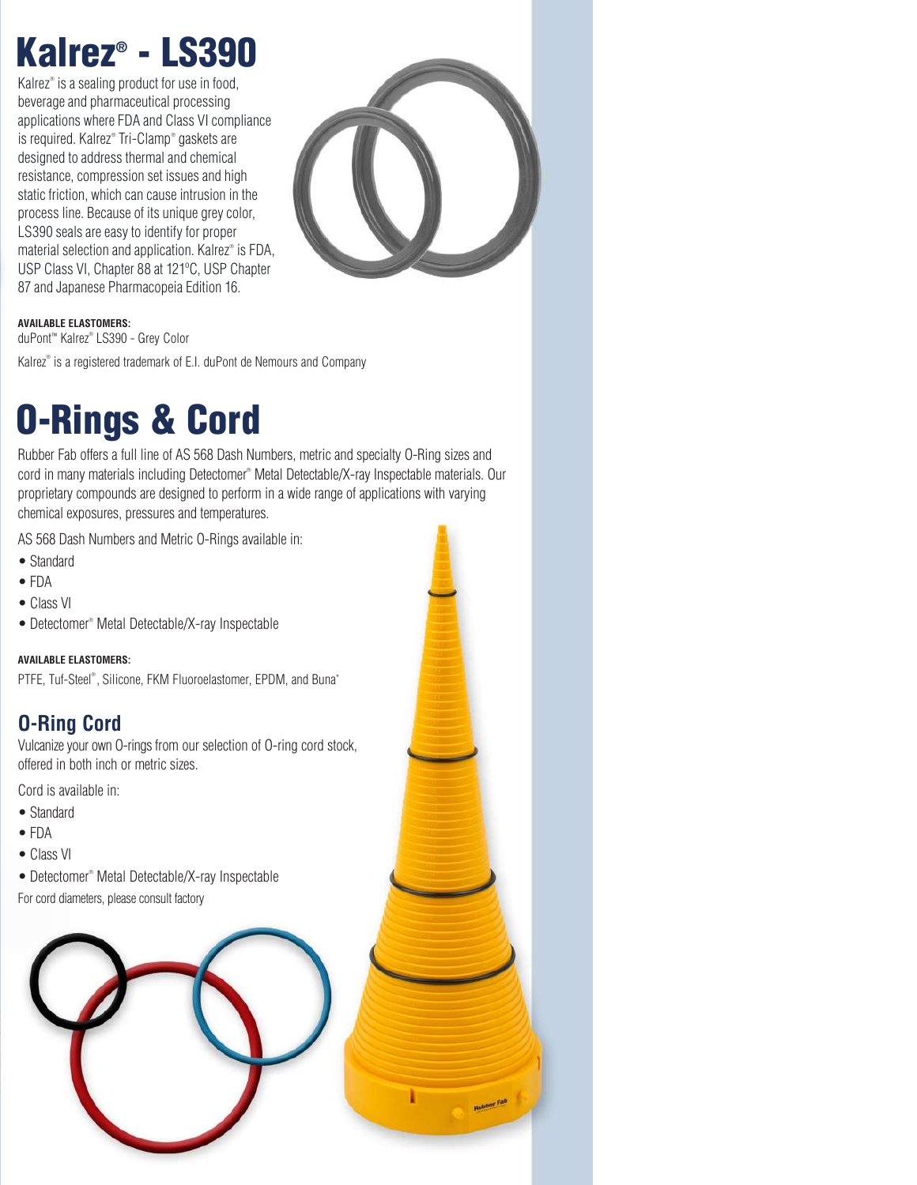# Kalrez® - LS390

Kalrez® is a sealing product for use in food, beverage and pharmaceutical processing applications where FDA and Class VI compliance is required. Kalrez® Tri-Clamp® gaskets are designed to address thermal and chemical resistance, compression set issues and high static friction, which can cause intrusion in the process line. Because of its unique grey color, LS390 seals are easy to identify for proper material selection and application. Kalrez® is FDA, USP Class VI, Chapter 88 at 121°C, USP Chapter 87 and Japanese Pharmacopeia Edition 16.

**AVAILABLE ELASTOMERS:**

duPont™ Kalrez® LS390 - Grey Color

Kalrez® is a registered trademark of E.I. duPont de Nemours and Company

# O-Rings & Cord

Rubber Fab offers a full line of AS 568 Dash Numbers, metric and specialty O-Ring sizes and cord in many materials including Detectomer® Metal Detectable/X-ray Inspectable materials. Our proprietary compounds are designed to perform in a wide range of applications with varying chemical exposures, pressures and temperatures.

AS 568 Dash Numbers and Metric O-Rings available in:

- Standard
- FDA
- Class VI
- Detectomer® Metal Detectable/X-ray Inspectable

**AVAILABLE ELASTOMERS:**

PTFE, Tuf-Steel®, Silicone, FKM Fluoroelastomer, EPDM, and Buna*

## O-Ring Cord

Vulcanize your own O-rings from our selection of O-ring cord stock, offered in both inch or metric sizes.

Cord is available in:

- Standard
- FDA
- Class VI
- Detectomer® Metal Detectable/X-ray Inspectable

For cord diameters, please consult factory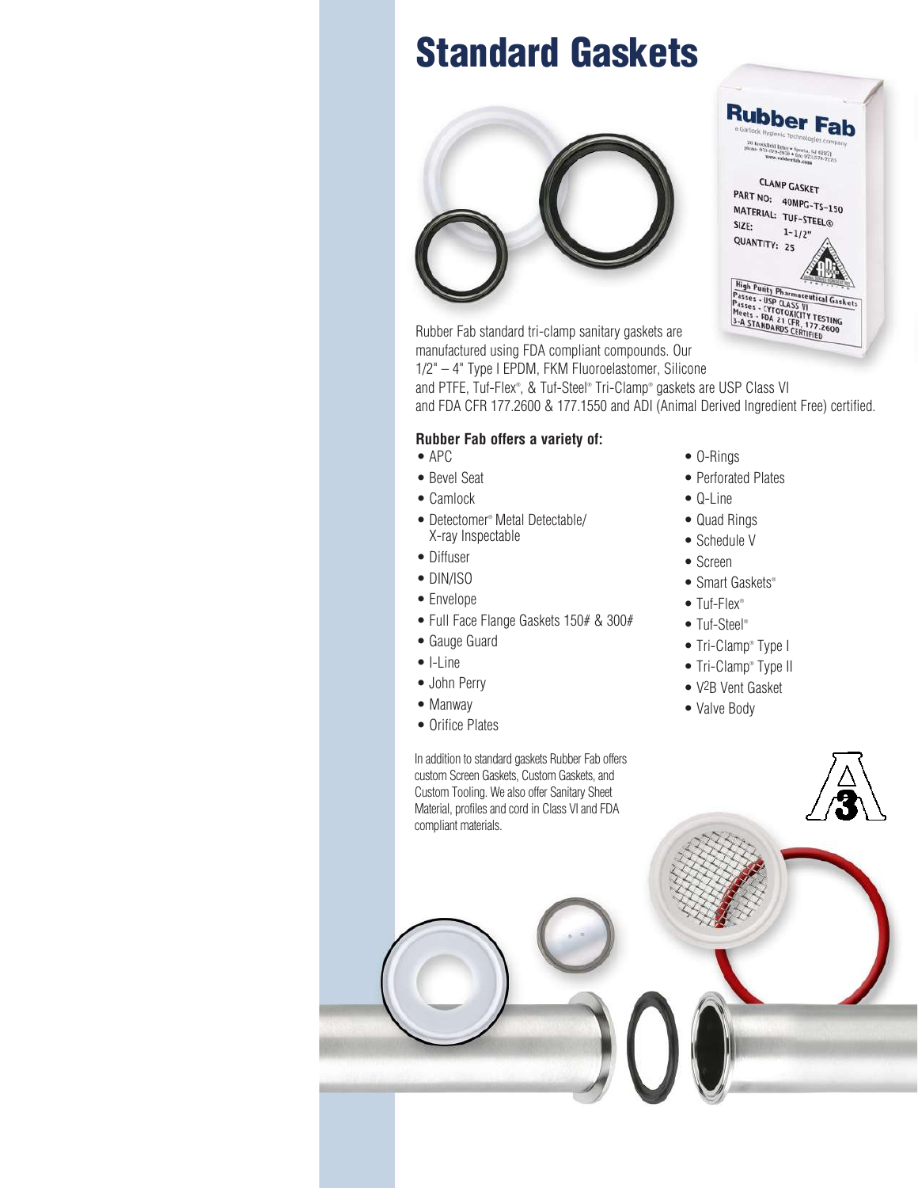# Standard Gaskets

Rubber Fab standard tri-clamp sanitary gaskets are manufactured using FDA compliant compounds. Our 1/2" – 4" Type I EPDM, FKM Fluoroelastomer, Silicone and PTFE, Tuf-Flex®, & Tuf-Steel® Tri-Clamp® gaskets are USP Class VI and FDA CFR 177.2600 & 177.1550 and ADI (Animal Derived Ingredient Free) certified.

**Rubber Fab offers a variety of:**

- APC
- Bevel Seat
- Camlock
- Detectomer® Metal Detectable/ X-ray Inspectable
- Diffuser
- DIN/ISO
- Envelope
- Full Face Flange Gaskets 150# & 300#
- Gauge Guard
- I-Line
- John Perry
- Manway
- Orifice Plates
- O-Rings
- Perforated Plates
- Q-Line
- Quad Rings
- Schedule V
- Screen
- Smart Gaskets®
- Tuf-Flex®
- Tuf-Steel®
- Tri-Clamp® Type I
- Tri-Clamp® Type II
- V2B Vent Gasket
- Valve Body

In addition to standard gaskets Rubber Fab offers custom Screen Gaskets, Custom Gaskets, and Custom Tooling. We also offer Sanitary Sheet Material, profiles and cord in Class VI and FDA compliant materials.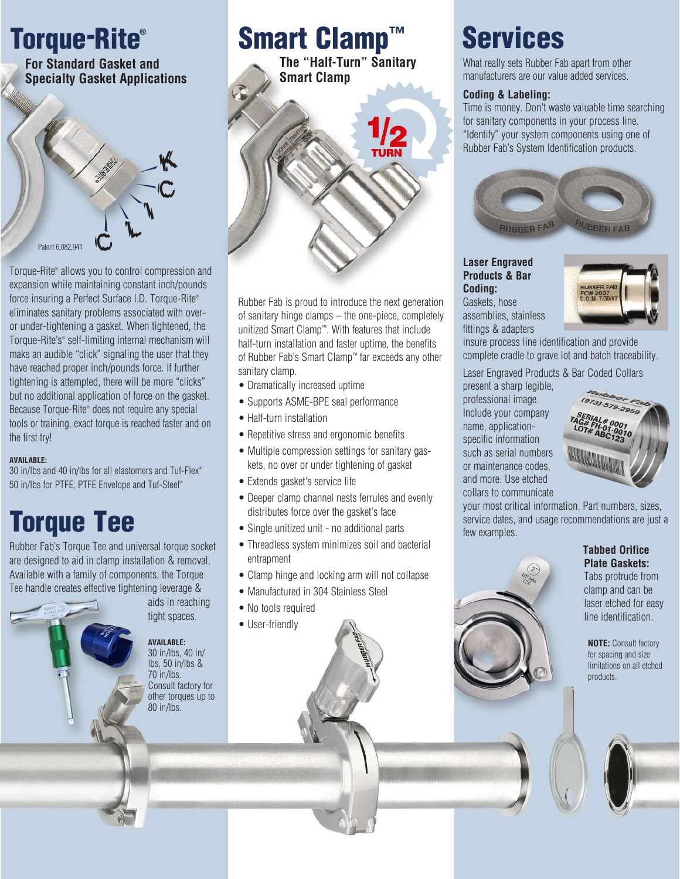# Torque-Rite®

**For Standard Gasket and Specialty Gasket Applications**

Patent 6,082,941

Torque-Rite® allows you to control compression and expansion while maintaining constant inch/pounds force insuring a Perfect Surface I.D. Torque-Rite® eliminates sanitary problems associated with over- or under-tightening a gasket. When tightened, the Torque-Rite's® self-limiting internal mechanism will make an audible "click" signaling the user that they have reached proper inch/pounds force. If further tightening is attempted, there will be more "clicks" but no additional application of force on the gasket. Because Torque-Rite® does not require any special tools or training, exact torque is reached faster and on the first try!

**AVAILABLE:**
30 in/lbs and 40 in/lbs for all elastomers and Tuf-Flex®
50 in/lbs for PTFE, PTFE Envelope and Tuf-Steel®

# Torque Tee

Rubber Fab's Torque Tee and universal torque socket are designed to aid in clamp installation & removal. Available with a family of components, the Torque Tee handle creates effective tightening leverage & aids in reaching tight spaces.

**AVAILABLE:**
30 in/lbs, 40 in/lbs, 50 in/lbs & 70 in/lbs.
Consult factory for other torques up to 80 in/lbs.

# Smart Clamp™

**The "Half-Turn" Sanitary Smart Clamp**

Rubber Fab is proud to introduce the next generation of sanitary hinge clamps – the one-piece, completely unitized Smart Clamp™. With features that include half-turn installation and faster uptime, the benefits of Rubber Fab's Smart Clamp™ far exceeds any other sanitary clamp.

- Dramatically increased uptime
- Supports ASME-BPE seal performance
- Half-turn installation
- Repetitive stress and ergonomic benefits
- Multiple compression settings for sanitary gaskets, no over or under tightening of gasket
- Extends gasket's service life
- Deeper clamp channel nests ferrules and evenly distributes force over the gasket's face
- Single unitized unit - no additional parts
- Threadless system minimizes soil and bacterial entrapment
- Clamp hinge and locking arm will not collapse
- Manufactured in 304 Stainless Steel
- No tools required
- User-friendly

# Services

What really sets Rubber Fab apart from other manufacturers are our value added services.

**Coding & Labeling:**
Time is money. Don't waste valuable time searching for sanitary components in your process line. "Identify" your system components using one of Rubber Fab's System Identification products.

**Laser Engraved Products & Bar Coding:**
Gaskets, hose assemblies, stainless fittings & adapters insure process line identification and provide complete cradle to grave lot and batch traceability.

Laser Engraved Products & Bar Coded Collars present a sharp legible, professional image. Include your company name, application-specific information such as serial numbers or maintenance codes, and more. Use etched collars to communicate your most critical information. Part numbers, sizes, service dates, and usage recommendations are just a few examples.

**Tabbed Orifice Plate Gaskets:**
Tabs protrude from clamp and can be laser etched for easy line identification.

**NOTE:** Consult factory for spacing and size limitations on all etched products.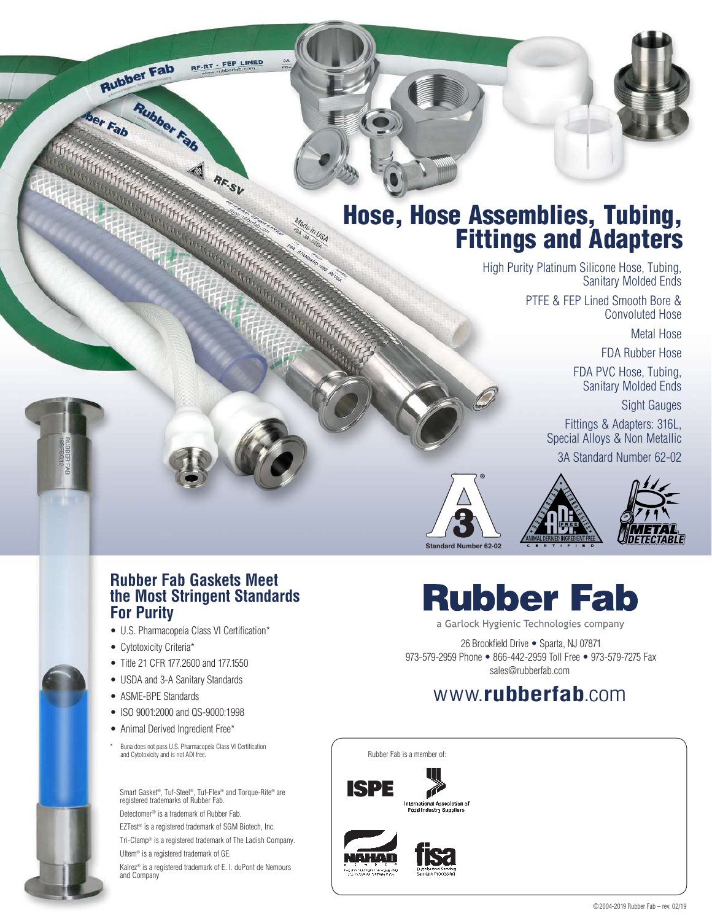# Hose, Hose Assemblies, Tubing, Fittings and Adapters

High Purity Platinum Silicone Hose, Tubing, Sanitary Molded Ends

PTFE & FEP Lined Smooth Bore & Convoluted Hose

Metal Hose

FDA Rubber Hose

FDA PVC Hose, Tubing, Sanitary Molded Ends

Sight Gauges

Fittings & Adapters: 316L, Special Alloys & Non Metallic

3A Standard Number 62-02

## Rubber Fab Gaskets Meet the Most Stringent Standards For Purity

- U.S. Pharmacopeia Class VI Certification*
- Cytotoxicity Criteria*
- Title 21 CFR 177.2600 and 177.1550
- USDA and 3-A Sanitary Standards
- ASME-BPE Standards
- ISO 9001:2000 and QS-9000:1998
- Animal Derived Ingredient Free*

\* Buna does not pass U.S. Pharmacopeia Class VI Certification and Cytotoxicity and is not ADI free.

Smart Gasket®, Tuf-Steel®, Tuf-Flex® and Torque-Rite® are registered trademarks of Rubber Fab.

Detectomer® is a trademark of Rubber Fab.

EZTest® is a registered trademark of SGM Biotech, Inc.

Tri-Clamp® is a registered trademark of The Ladish Company.

Ultem® is a registered trademark of GE.

Kalrez® is a registered trademark of E. I. duPont de Nemours and Company

# Rubber Fab

a Garlock Hygienic Technologies company

26 Brookfield Drive • Sparta, NJ 07871
973-579-2959 Phone • 866-442-2959 Toll Free • 973-579-7275 Fax
sales@rubberfab.com

www.rubberfab.com

Rubber Fab is a member of:

ISPE

International Association of Food Industry Suppliers

NAHAD

fisa — Distributors Serving Sanitary Processing

©2004-2019 Rubber Fab – rev. 02/19